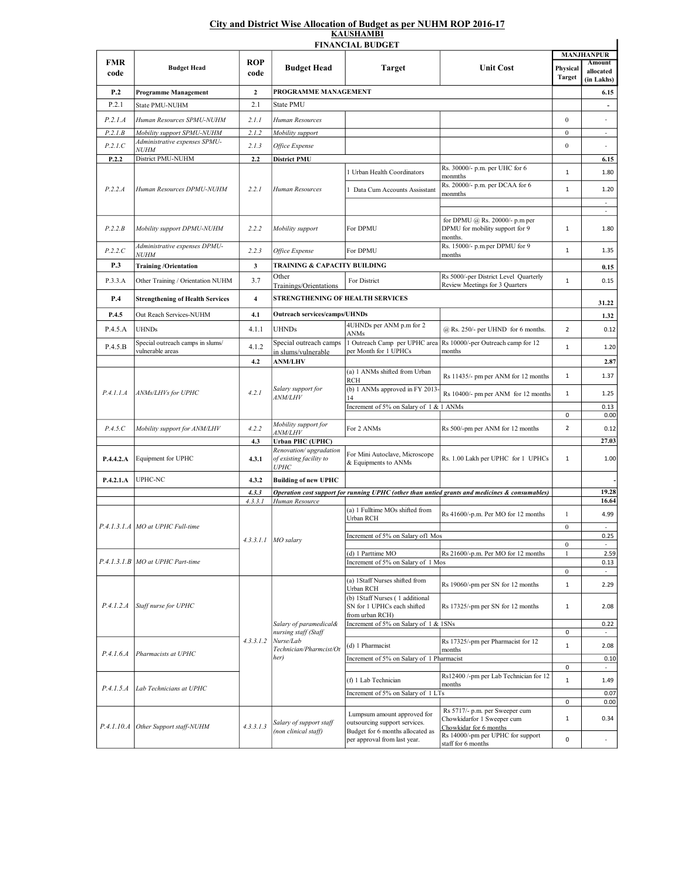# City and District Wise Allocation of Budget as per NUHM ROP 2016-17

## KAUSHAMBI

### FINANCIAL BUDGET

| FMR code | Budget Head | ROP code | Budget Head | Target | Unit Cost | MANJHANPUR Physical Target | MANJHANPUR Amount allocated (in Lakhs) |
|---|---|---|---|---|---|---|---|
| **P.2** | **Programme Management** | **2** | **PROGRAMME MANAGEMENT** | | | | **6.15** |
| P.2.1 | State PMU-NUHM | 2.1 | State PMU | | | | - |
| *P.2.1.A* | *Human Resources SPMU-NUHM* | *2.1.1* | *Human Resources* | | | 0 | - |
| *P.2.1.B* | *Mobility support SPMU-NUHM* | *2.1.2* | *Mobility support* | | | 0 | - |
| *P.2.1.C* | *Administrative expenses SPMU-NUHM* | *2.1.3* | *Office Expense* | | | 0 | - |
| **P.2.2** | District PMU-NUHM | **2.2** | **District PMU** | | | | **6.15** |
| *P.2.2.A* | *Human Resources DPMU-NUHM* | *2.2.1* | *Human Resources* | 1 Urban Health Coordinators | Rs. 30000/- p.m. per UHC for 6 monmths | 1 | 1.80 |
| | | | | 1 Data Cum Accounts Assisstant | Rs. 20000/- p.m. per DCAA for 6 monmths | 1 | 1.20 |
| | | | | | | | - |
| | | | | | | | - |
| *P.2.2.B* | *Mobility support DPMU-NUHM* | *2.2.2* | *Mobility support* | For DPMU | for DPMU @ Rs. 20000/- p.m per DPMU for mobility support for 9 months. | 1 | 1.80 |
| *P.2.2.C* | *Administrative expenses DPMU-NUHM* | *2.2.3* | *Office Expense* | For DPMU | Rs. 15000/- p.m.per DPMU for 9 months | 1 | 1.35 |
| **P.3** | **Training /Orientation** | **3** | **TRAINING & CAPACITY BUILDING** | | | | **0.15** |
| P.3.3.A | Other Training / Orientation NUHM | 3.7 | Other Trainings/Orientations | For District | Rs 5000/-per District Level Quarterly Review Meetings for 3 Quarters | 1 | 0.15 |
| **P.4** | **Strengthening of Health Services** | **4** | **STRENGTHENING OF HEALTH SERVICES** | | | | **31.22** |
| **P.4.5** | Out Reach Services-NUHM | **4.1** | **Outreach services/camps/UHNDs** | | | | **1.32** |
| P.4.5.A | UHNDs | 4.1.1 | UHNDs | 4UHNDs per ANM p.m for 2 ANMs | @ Rs. 250/- per UHND for 6 months. | 2 | 0.12 |
| P.4.5.B | Special outreach camps in slums/ vulnerable areas | 4.1.2 | Special outreach camps in slums/vulnerable | 1 Outreach Camp per UPHC area per Month for 1 UPHCs | Rs 10000/-per Outreach camp for 12 months | 1 | 1.20 |
| | | **4.2** | **ANM/LHV** | | | | **2.87** |
| *P.4.1.1.A* | *ANMs/LHVs for UPHC* | *4.2.1* | *Salary support for ANM/LHV* | (a) 1 ANMs shifted from Urban RCH | Rs 11435/- pm per ANM for 12 months | 1 | 1.37 |
| | | | | (b) 1 ANMs approved in FY 2013-14 | Rs 10400/- pm per ANM for 12 months | 1 | 1.25 |
| | | | | Increment of 5% on Salary of 1 & 1 ANMs | | | 0.13 |
| | | | | | | 0 | 0.00 |
| *P.4.5.C* | *Mobility support for ANM/LHV* | *4.2.2* | *Mobility support for ANM/LHV* | For 2 ANMs | Rs 500/-pm per ANM for 12 months | 2 | 0.12 |
| | | **4.3** | **Urban PHC (UPHC)** | | | | **27.03** |
| **P.4.4.2.A** | Equipment for UPHC | **4.3.1** | *Renovation/ upgradation of existing facility to UPHC* | For Mini Autoclave, Microscope & Equipments to ANMs | Rs. 1.00 Lakh per UPHC for 1 UPHCs | 1 | 1.00 |
| **P.4.2.1.A** | UPHC-NC | **4.3.2** | **Building of new UPHC** | | | | - |
| | | *4.3.3* | ***Operation cost support for running UPHC (other than untied grants and medicines & consumables)*** | | | | **19.28** |
| | | *4.3.3.1* | *Human Resource* | | | | **16.64** |
| *P.4.1.3.1.A* | *MO at UPHC Full-time* | *4.3.3.1.1* | *MO salary* | (a) 1 Fulltime MOs shifted from Urban RCH | Rs 41600/-p.m. Per MO for 12 months | 1 | 4.99 |
| | | | | | | 0 | - |
| | | | | Increment of 5% on Salary of1 Mos | | | 0.25 |
| | | | | | | 0 | - |
| *P.4.1.3.1.B* | *MO at UPHC Part-time* | | | (d) 1 Parttime MO | Rs 21600/-p.m. Per MO for 12 months | 1 | 2.59 |
| | | | | Increment of 5% on Salary of 1 Mos | | | 0.13 |
| | | | | | | 0 | - |
| *P.4.1.2.A* | *Staff nurse for UPHC* | *4.3.3.1.2* | *Salary of paramedical& nursing staff (Staff Nurse/Lab Technician/Pharmcist/Other)* | (a) 1Staff Nurses shifted from Urban RCH | Rs 19060/-pm per SN for 12 months | 1 | 2.29 |
| | | | | (b) 1Staff Nurses ( 1 additional SN for 1 UPHCs each shifted from urban RCH) | Rs 17325/-pm per SN for 12 months | 1 | 2.08 |
| | | | | Increment of 5% on Salary of 1 & 1SNs | | | 0.22 |
| | | | | | | 0 | - |
| *P.4.1.6.A* | *Pharmacists at UPHC* | | | (d) 1 Pharmacist | Rs 17325/-pm per Pharmacist for 12 months | 1 | 2.08 |
| | | | | Increment of 5% on Salary of 1 Pharmacist | | | 0.10 |
| | | | | | | 0 | - |
| *P.4.1.5.A* | *Lab Technicians at UPHC* | | | (f) 1 Lab Technician | Rs12400 /-pm per Lab Technician for 12 months | 1 | 1.49 |
| | | | | Increment of 5% on Salary of 1 LTs | | | 0.07 |
| | | | | | | 0 | 0.00 |
| *P.4.1.10.A* | *Other Support staff-NUHM* | *4.3.3.1.3* | *Salary of support staff (non clinical staff)* | Lumpsum amount approved for outsourcing support services. Budget for 6 months allocated as per approval from last year. | Rs 5717/- p.m. per Sweeper cum Chowkidarfor 1 Sweeper cum Chowkidar for 6 months | 1 | 0.34 |
| | | | | | Rs 14000/-pm per UPHC for support staff for 6 months | 0 | - |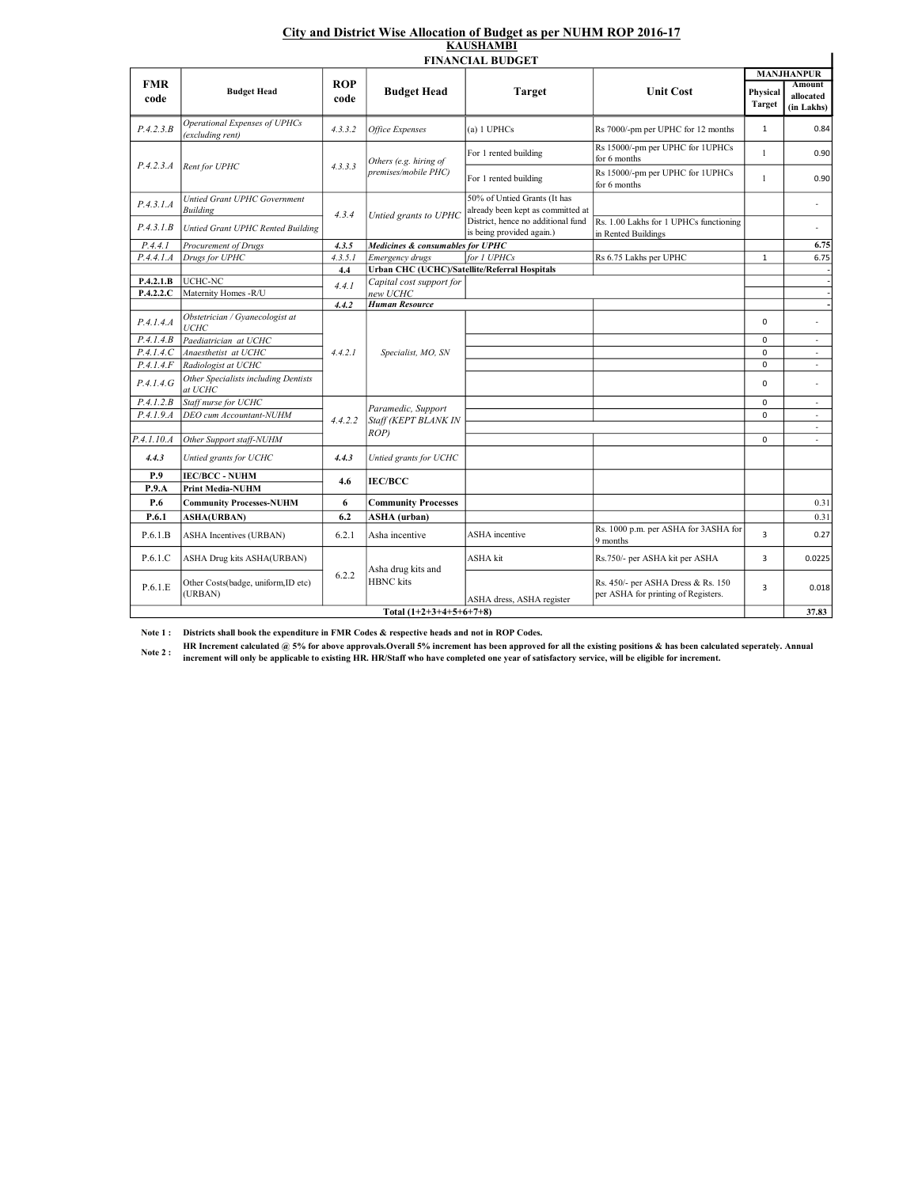## City and District Wise Allocation of Budget as per NUHM ROP 2016-17

### KAUSHAMBI

### FINANCIAL BUDGET

| FMR code | Budget Head | ROP code | Budget Head | Target | Unit Cost | MANJHANPUR Physical Target | MANJHANPUR Amount allocated (in Lakhs) |
|---|---|---|---|---|---|---|---|
| P.4.2.3.B | *Operational Expenses of UPHCs (excluding rent)* | 4.3.3.2 | *Office Expenses* | (a) 1 UPHCs | Rs 7000/-pm per UPHC for 12 months | 1 | 0.84 |
| P.4.2.3.A | *Rent for UPHC* | 4.3.3.3 | *Others (e.g. hiring of premises/mobile PHC)* | For 1 rented building | Rs 15000/-pm per UPHC for 1UPHCs for 6 months | 1 | 0.90 |
| | | | | For 1 rented building | Rs 15000/-pm per UPHC for 1UPHCs for 6 months | 1 | 0.90 |
| P.4.3.1.A | *Untied Grant UPHC Government Building* | 4.3.4 | *Untied grants to UPHC* | 50% of Untied Grants (It has already been kept as committed at District, hence no additional fund is being provided again.) | | | - |
| P.4.3.1.B | *Untied Grant UPHC Rented Building* | | | | Rs. 1.00 Lakhs for 1 UPHCs functioning in Rented Buildings | | - |
| P.4.4.1 | *Procurement of Drugs* | **4.3.5** | ***Medicines & consumables for UPHC*** | | | | **6.75** |
| P.4.4.1.A | *Drugs for UPHC* | 4.3.5.1 | *Emergency drugs* | *for 1 UPHCs* | Rs 6.75 Lakhs per UPHC | 1 | 6.75 |
| | | **4.4** | **Urban CHC (UCHC)/Satellite/Referral Hospitals** | | | | - |
| **P.4.2.1.B** | UCHC-NC | 4.4.1 | *Capital cost support for new UCHC* | | | | - |
| **P.4.2.2.C** | Maternity Homes -R/U | | | | | | - |
| | | ***4.4.2*** | ***Human Resource*** | | | | - |
| P.4.1.4.A | *Obstetrician / Gyanecologist at UCHC* | 4.4.2.1 | *Specialist, MO, SN* | | | 0 | - |
| P.4.1.4.B | *Paediatrician at UCHC* | | | | | 0 | - |
| P.4.1.4.C | *Anaesthetist at UCHC* | | | | | 0 | - |
| P.4.1.4.F | *Radiologist at UCHC* | | | | | 0 | - |
| P.4.1.4.G | *Other Specialists including Dentists at UCHC* | | | | | 0 | - |
| P.4.1.2.B | *Staff nurse for UCHC* | 4.4.2.2 | *Paramedic, Support Staff (KEPT BLANK IN ROP)* | | | 0 | - |
| P.4.1.9.A | *DEO cum Accountant-NUHM* | | | | | 0 | - |
| | | | | | | | - |
| P.4.1.10.A | *Other Support staff-NUHM* | | | | | 0 | - |
| ***4.4.3*** | *Untied grants for UCHC* | ***4.4.3*** | *Untied grants for UCHC* | | | | |
| **P.9** | **IEC/BCC - NUHM** | 4.6 | **IEC/BCC** | | | | |
| **P.9.A** | **Print Media-NUHM** | | | | | | |
| **P.6** | **Community Processes-NUHM** | **6** | **Community Processes** | | | | 0.31 |
| **P.6.1** | **ASHA(URBAN)** | **6.2** | **ASHA (urban)** | | | | 0.31 |
| P.6.1.B | ASHA Incentives (URBAN) | 6.2.1 | Asha incentive | ASHA incentive | Rs. 1000 p.m. per ASHA for 3ASHA for 9 months | 3 | 0.27 |
| P.6.1.C | ASHA Drug kits ASHA(URBAN) | 6.2.2 | Asha drug kits and HBNC kits | ASHA kit | Rs.750/- per ASHA kit per ASHA | 3 | 0.0225 |
| P.6.1.E | Other Costs(badge, uniform,ID etc) (URBAN) | | | ASHA dress, ASHA register | Rs. 450/- per ASHA Dress & Rs. 150 per ASHA for printing of Registers. | 3 | 0.018 |
| **Total (1+2+3+4+5+6+7+8)** | | | | | | | **37.83** |

**Note 1 : Districts shall book the expenditure in FMR Codes & respective heads and not in ROP Codes.**

**Note 2 : HR Increment calculated @ 5% for above approvals.Overall 5% increment has been approved for all the existing positions & has been calculated seperately. Annual increment will only be applicable to existing HR. HR/Staff who have completed one year of satisfactory service, will be eligible for increment.**